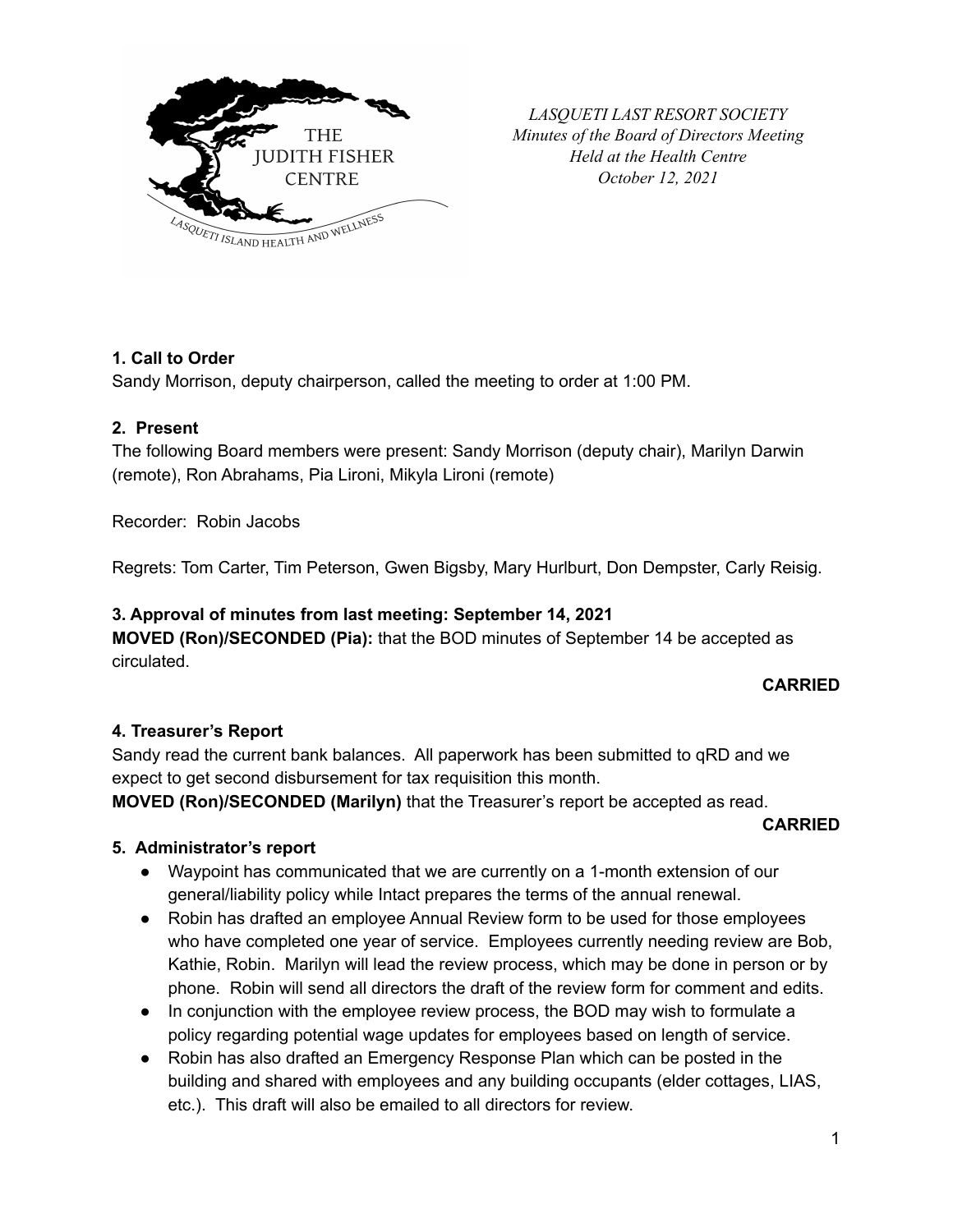*LASQUETI LAST RESORT SOCIETY*
*Minutes of the Board of Directors Meeting*
*Held at the Health Centre*
*October 12, 2021*

### 1. Call to Order

Sandy Morrison, deputy chairperson, called the meeting to order at 1:00 PM.

### 2. Present

The following Board members were present: Sandy Morrison (deputy chair), Marilyn Darwin (remote), Ron Abrahams, Pia Lironi, Mikyla Lironi (remote)

Recorder: Robin Jacobs

Regrets: Tom Carter, Tim Peterson, Gwen Bigsby, Mary Hurlburt, Don Dempster, Carly Reisig.

### 3. Approval of minutes from last meeting: September 14, 2021

**MOVED (Ron)/SECONDED (Pia):** that the BOD minutes of September 14 be accepted as circulated.

**CARRIED**

### 4. Treasurer's Report

Sandy read the current bank balances. All paperwork has been submitted to qRD and we expect to get second disbursement for tax requisition this month.

**MOVED (Ron)/SECONDED (Marilyn)** that the Treasurer's report be accepted as read.

**CARRIED**

### 5. Administrator's report

- Waypoint has communicated that we are currently on a 1-month extension of our general/liability policy while Intact prepares the terms of the annual renewal.
- Robin has drafted an employee Annual Review form to be used for those employees who have completed one year of service. Employees currently needing review are Bob, Kathie, Robin. Marilyn will lead the review process, which may be done in person or by phone. Robin will send all directors the draft of the review form for comment and edits.
- In conjunction with the employee review process, the BOD may wish to formulate a policy regarding potential wage updates for employees based on length of service.
- Robin has also drafted an Emergency Response Plan which can be posted in the building and shared with employees and any building occupants (elder cottages, LIAS, etc.). This draft will also be emailed to all directors for review.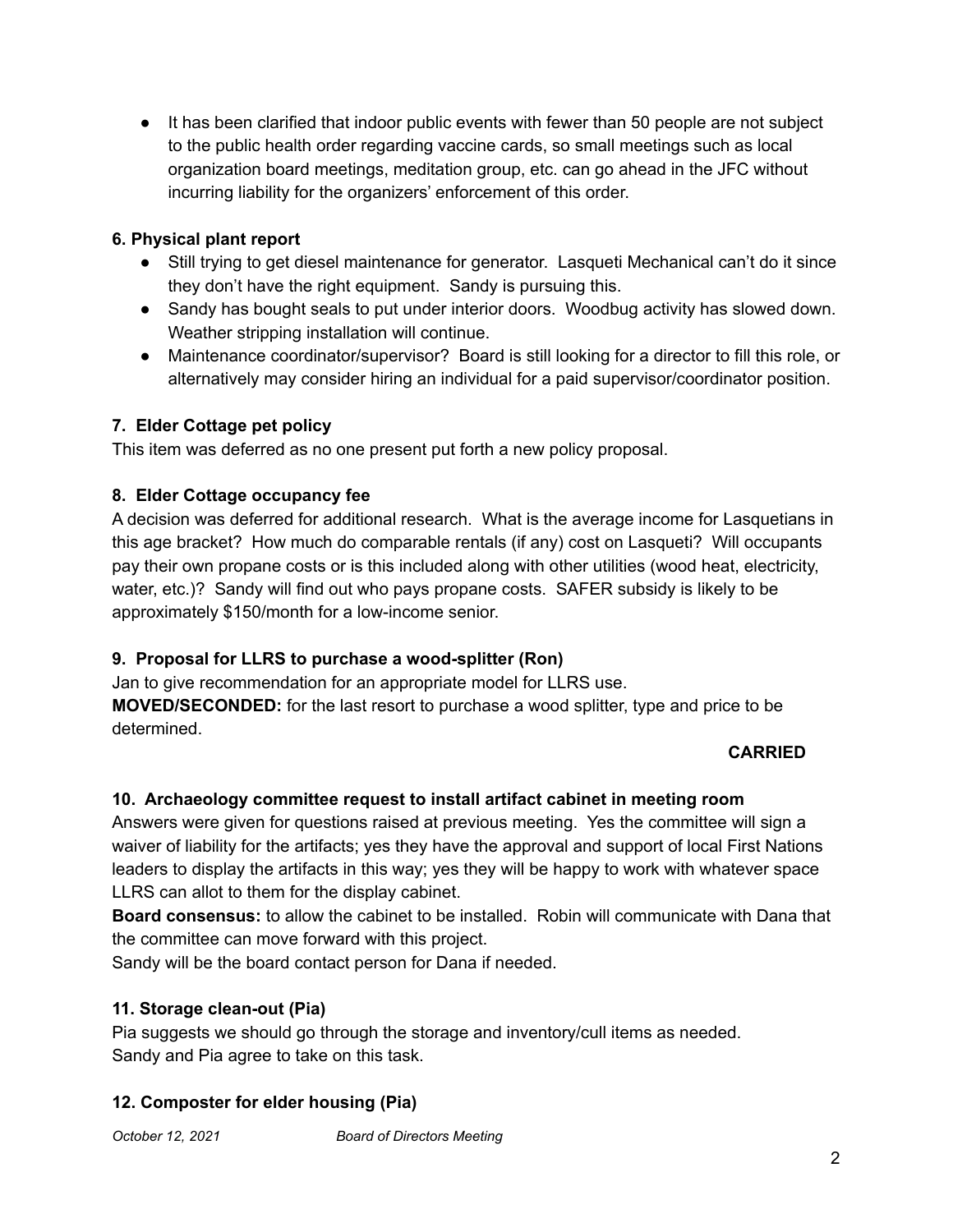- It has been clarified that indoor public events with fewer than 50 people are not subject to the public health order regarding vaccine cards, so small meetings such as local organization board meetings, meditation group, etc. can go ahead in the JFC without incurring liability for the organizers' enforcement of this order.

**6. Physical plant report**

- Still trying to get diesel maintenance for generator. Lasqueti Mechanical can't do it since they don't have the right equipment. Sandy is pursuing this.
- Sandy has bought seals to put under interior doors. Woodbug activity has slowed down. Weather stripping installation will continue.
- Maintenance coordinator/supervisor? Board is still looking for a director to fill this role, or alternatively may consider hiring an individual for a paid supervisor/coordinator position.

**7. Elder Cottage pet policy**

This item was deferred as no one present put forth a new policy proposal.

**8. Elder Cottage occupancy fee**

A decision was deferred for additional research. What is the average income for Lasquetians in this age bracket? How much do comparable rentals (if any) cost on Lasqueti? Will occupants pay their own propane costs or is this included along with other utilities (wood heat, electricity, water, etc.)? Sandy will find out who pays propane costs. SAFER subsidy is likely to be approximately $150/month for a low-income senior.

**9. Proposal for LLRS to purchase a wood-splitter (Ron)**

Jan to give recommendation for an appropriate model for LLRS use.

**MOVED/SECONDED:** for the last resort to purchase a wood splitter, type and price to be determined.

**CARRIED**

**10. Archaeology committee request to install artifact cabinet in meeting room**

Answers were given for questions raised at previous meeting. Yes the committee will sign a waiver of liability for the artifacts; yes they have the approval and support of local First Nations leaders to display the artifacts in this way; yes they will be happy to work with whatever space LLRS can allot to them for the display cabinet.

**Board consensus:** to allow the cabinet to be installed. Robin will communicate with Dana that the committee can move forward with this project.

Sandy will be the board contact person for Dana if needed.

**11. Storage clean-out (Pia)**

Pia suggests we should go through the storage and inventory/cull items as needed.

Sandy and Pia agree to take on this task.

**12. Composter for elder housing (Pia)**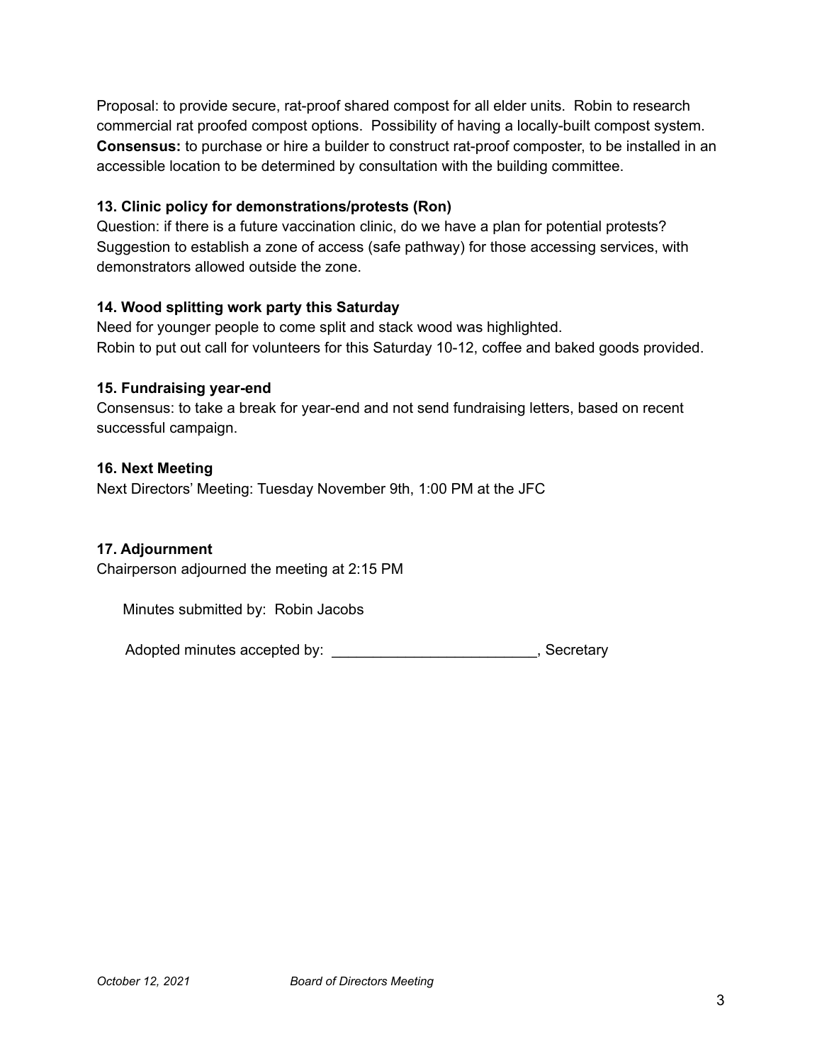Proposal: to provide secure, rat-proof shared compost for all elder units. Robin to research commercial rat proofed compost options. Possibility of having a locally-built compost system. **Consensus:** to purchase or hire a builder to construct rat-proof composter, to be installed in an accessible location to be determined by consultation with the building committee.

**13. Clinic policy for demonstrations/protests (Ron)**

Question: if there is a future vaccination clinic, do we have a plan for potential protests? Suggestion to establish a zone of access (safe pathway) for those accessing services, with demonstrators allowed outside the zone.

**14. Wood splitting work party this Saturday**

Need for younger people to come split and stack wood was highlighted.
Robin to put out call for volunteers for this Saturday 10-12, coffee and baked goods provided.

**15. Fundraising year-end**

Consensus: to take a break for year-end and not send fundraising letters, based on recent successful campaign.

**16. Next Meeting**

Next Directors' Meeting: Tuesday November 9th, 1:00 PM at the JFC

**17. Adjournment**

Chairperson adjourned the meeting at 2:15 PM

Minutes submitted by: Robin Jacobs

Adopted minutes accepted by: ________________________, Secretary